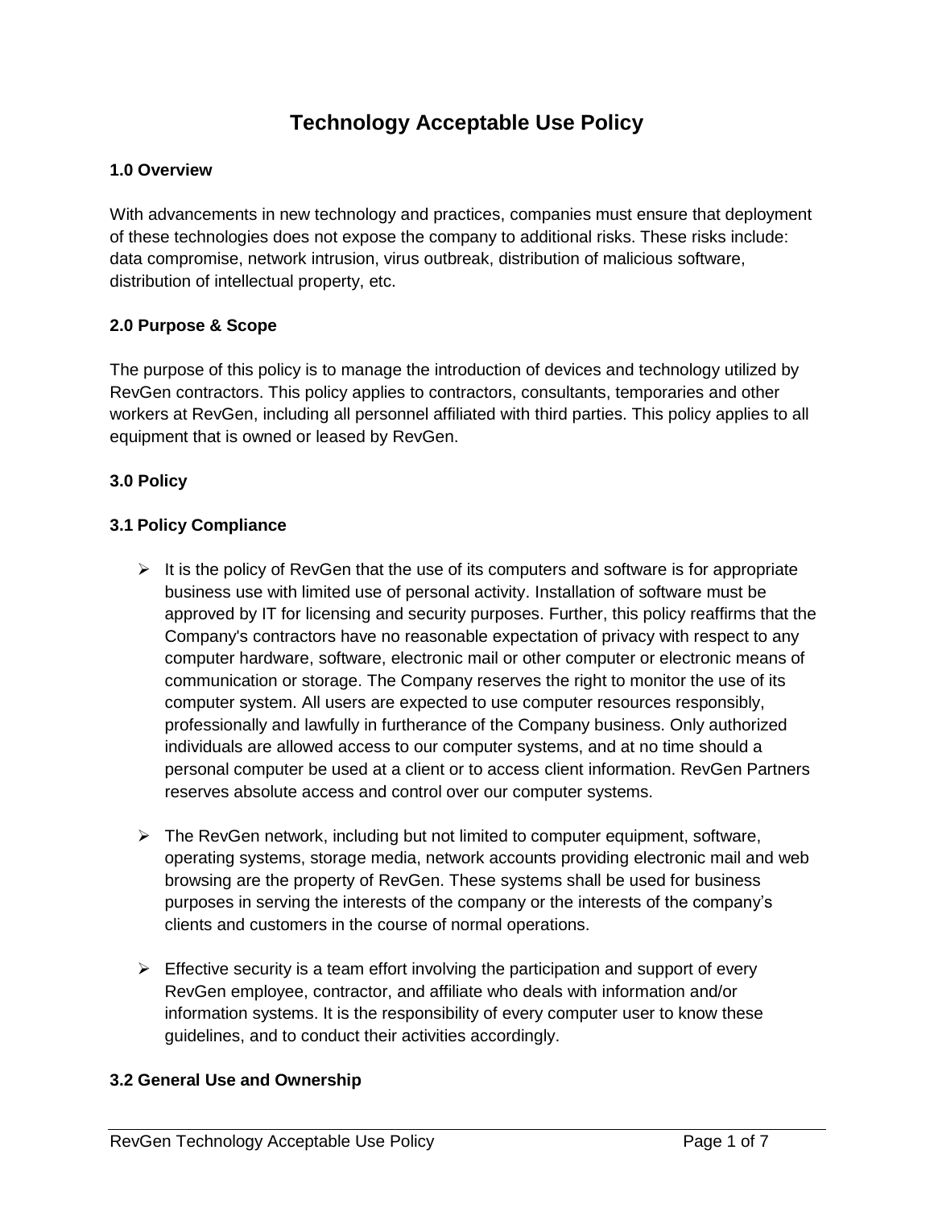# Technology Acceptable Use Policy

## 1.0 Overview

With advancements in new technology and practices, companies must ensure that deployment of these technologies does not expose the company to additional risks. These risks include: data compromise, network intrusion, virus outbreak, distribution of malicious software, distribution of intellectual property, etc.

## 2.0 Purpose & Scope

The purpose of this policy is to manage the introduction of devices and technology utilized by RevGen contractors. This policy applies to contractors, consultants, temporaries and other workers at RevGen, including all personnel affiliated with third parties. This policy applies to all equipment that is owned or leased by RevGen.

## 3.0 Policy

### 3.1 Policy Compliance

- It is the policy of RevGen that the use of its computers and software is for appropriate business use with limited use of personal activity. Installation of software must be approved by IT for licensing and security purposes. Further, this policy reaffirms that the Company's contractors have no reasonable expectation of privacy with respect to any computer hardware, software, electronic mail or other computer or electronic means of communication or storage. The Company reserves the right to monitor the use of its computer system. All users are expected to use computer resources responsibly, professionally and lawfully in furtherance of the Company business. Only authorized individuals are allowed access to our computer systems, and at no time should a personal computer be used at a client or to access client information. RevGen Partners reserves absolute access and control over our computer systems.

- The RevGen network, including but not limited to computer equipment, software, operating systems, storage media, network accounts providing electronic mail and web browsing are the property of RevGen. These systems shall be used for business purposes in serving the interests of the company or the interests of the company's clients and customers in the course of normal operations.

- Effective security is a team effort involving the participation and support of every RevGen employee, contractor, and affiliate who deals with information and/or information systems. It is the responsibility of every computer user to know these guidelines, and to conduct their activities accordingly.

### 3.2 General Use and Ownership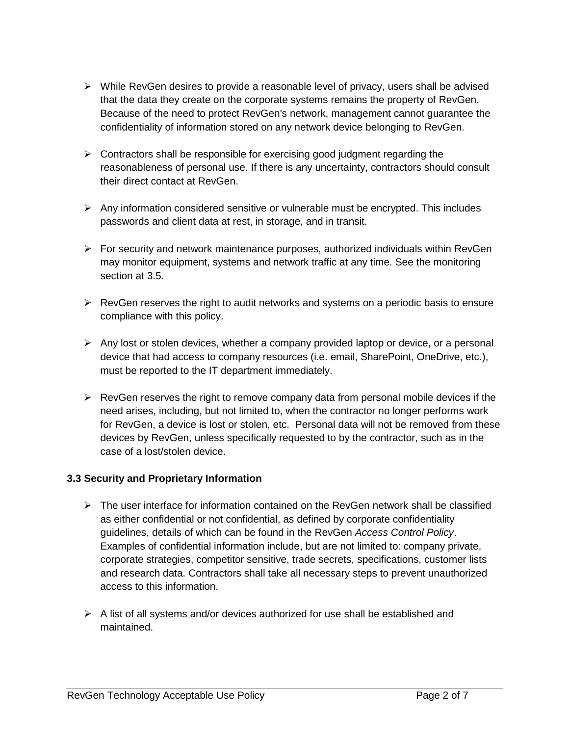- While RevGen desires to provide a reasonable level of privacy, users shall be advised that the data they create on the corporate systems remains the property of RevGen. Because of the need to protect RevGen's network, management cannot guarantee the confidentiality of information stored on any network device belonging to RevGen.

- Contractors shall be responsible for exercising good judgment regarding the reasonableness of personal use. If there is any uncertainty, contractors should consult their direct contact at RevGen.

- Any information considered sensitive or vulnerable must be encrypted. This includes passwords and client data at rest, in storage, and in transit.

- For security and network maintenance purposes, authorized individuals within RevGen may monitor equipment, systems and network traffic at any time. See the monitoring section at 3.5.

- RevGen reserves the right to audit networks and systems on a periodic basis to ensure compliance with this policy.

- Any lost or stolen devices, whether a company provided laptop or device, or a personal device that had access to company resources (i.e. email, SharePoint, OneDrive, etc.), must be reported to the IT department immediately.

- RevGen reserves the right to remove company data from personal mobile devices if the need arises, including, but not limited to, when the contractor no longer performs work for RevGen, a device is lost or stolen, etc. Personal data will not be removed from these devices by RevGen, unless specifically requested to by the contractor, such as in the case of a lost/stolen device.

### 3.3 Security and Proprietary Information

- The user interface for information contained on the RevGen network shall be classified as either confidential or not confidential, as defined by corporate confidentiality guidelines, details of which can be found in the RevGen *Access Control Policy*. Examples of confidential information include, but are not limited to: company private, corporate strategies, competitor sensitive, trade secrets, specifications, customer lists and research data. Contractors shall take all necessary steps to prevent unauthorized access to this information.

- A list of all systems and/or devices authorized for use shall be established and maintained.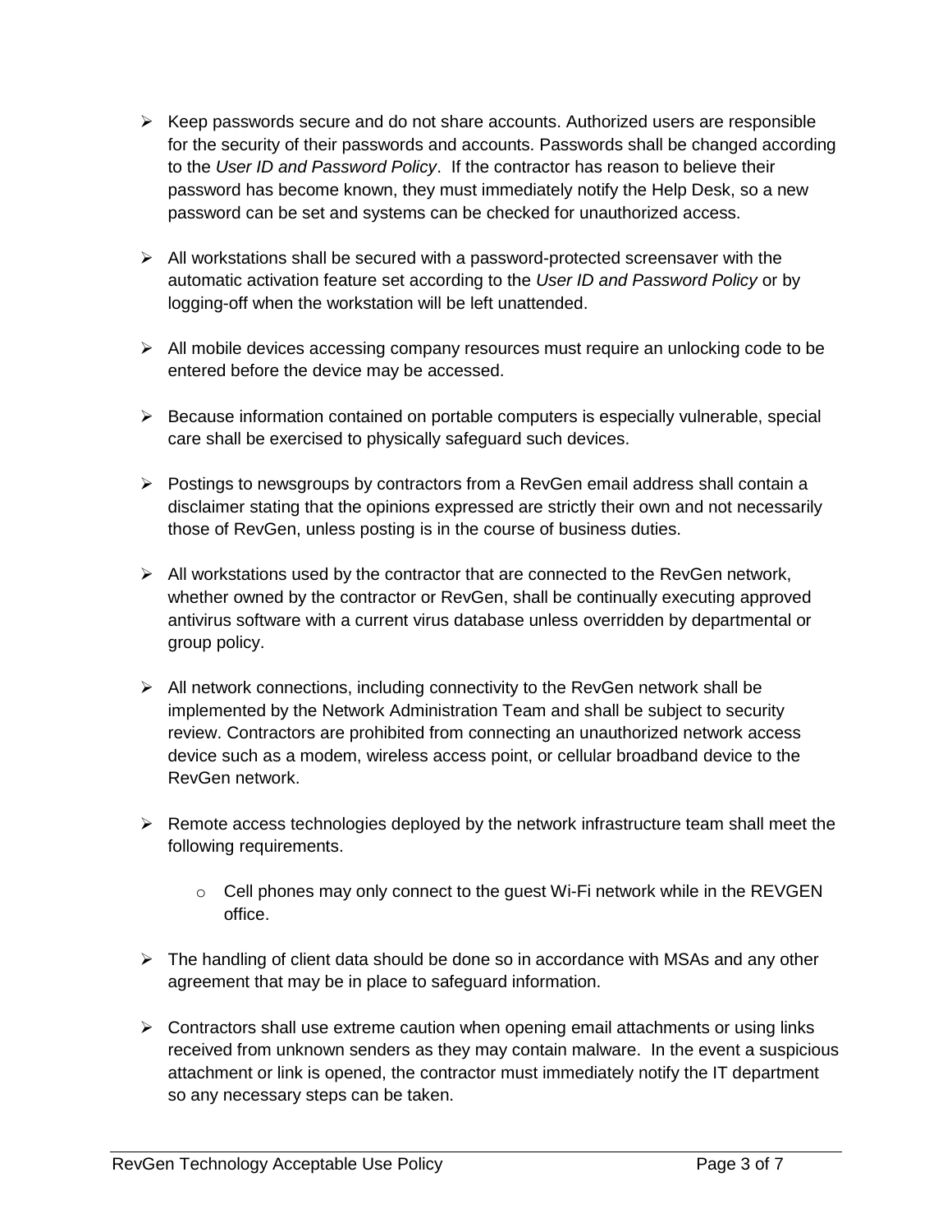- Keep passwords secure and do not share accounts. Authorized users are responsible for the security of their passwords and accounts. Passwords shall be changed according to the *User ID and Password Policy*. If the contractor has reason to believe their password has become known, they must immediately notify the Help Desk, so a new password can be set and systems can be checked for unauthorized access.

- All workstations shall be secured with a password-protected screensaver with the automatic activation feature set according to the *User ID and Password Policy* or by logging-off when the workstation will be left unattended.

- All mobile devices accessing company resources must require an unlocking code to be entered before the device may be accessed.

- Because information contained on portable computers is especially vulnerable, special care shall be exercised to physically safeguard such devices.

- Postings to newsgroups by contractors from a RevGen email address shall contain a disclaimer stating that the opinions expressed are strictly their own and not necessarily those of RevGen, unless posting is in the course of business duties.

- All workstations used by the contractor that are connected to the RevGen network, whether owned by the contractor or RevGen, shall be continually executing approved antivirus software with a current virus database unless overridden by departmental or group policy.

- All network connections, including connectivity to the RevGen network shall be implemented by the Network Administration Team and shall be subject to security review. Contractors are prohibited from connecting an unauthorized network access device such as a modem, wireless access point, or cellular broadband device to the RevGen network.

- Remote access technologies deployed by the network infrastructure team shall meet the following requirements.

    - Cell phones may only connect to the guest Wi-Fi network while in the REVGEN office.

- The handling of client data should be done so in accordance with MSAs and any other agreement that may be in place to safeguard information.

- Contractors shall use extreme caution when opening email attachments or using links received from unknown senders as they may contain malware. In the event a suspicious attachment or link is opened, the contractor must immediately notify the IT department so any necessary steps can be taken.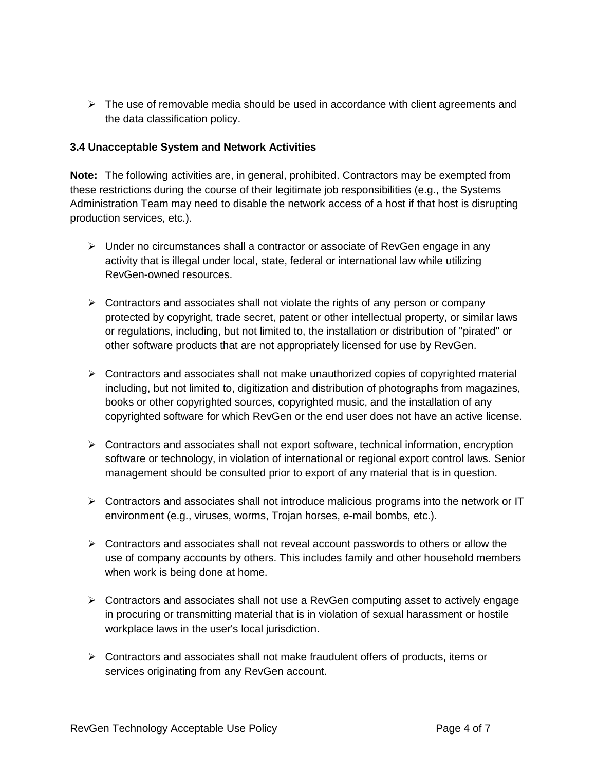- The use of removable media should be used in accordance with client agreements and the data classification policy.

### 3.4 Unacceptable System and Network Activities

**Note:** The following activities are, in general, prohibited. Contractors may be exempted from these restrictions during the course of their legitimate job responsibilities (e.g., the Systems Administration Team may need to disable the network access of a host if that host is disrupting production services, etc.).

- Under no circumstances shall a contractor or associate of RevGen engage in any activity that is illegal under local, state, federal or international law while utilizing RevGen-owned resources.

- Contractors and associates shall not violate the rights of any person or company protected by copyright, trade secret, patent or other intellectual property, or similar laws or regulations, including, but not limited to, the installation or distribution of "pirated" or other software products that are not appropriately licensed for use by RevGen.

- Contractors and associates shall not make unauthorized copies of copyrighted material including, but not limited to, digitization and distribution of photographs from magazines, books or other copyrighted sources, copyrighted music, and the installation of any copyrighted software for which RevGen or the end user does not have an active license.

- Contractors and associates shall not export software, technical information, encryption software or technology, in violation of international or regional export control laws. Senior management should be consulted prior to export of any material that is in question.

- Contractors and associates shall not introduce malicious programs into the network or IT environment (e.g., viruses, worms, Trojan horses, e-mail bombs, etc.).

- Contractors and associates shall not reveal account passwords to others or allow the use of company accounts by others. This includes family and other household members when work is being done at home.

- Contractors and associates shall not use a RevGen computing asset to actively engage in procuring or transmitting material that is in violation of sexual harassment or hostile workplace laws in the user's local jurisdiction.

- Contractors and associates shall not make fraudulent offers of products, items or services originating from any RevGen account.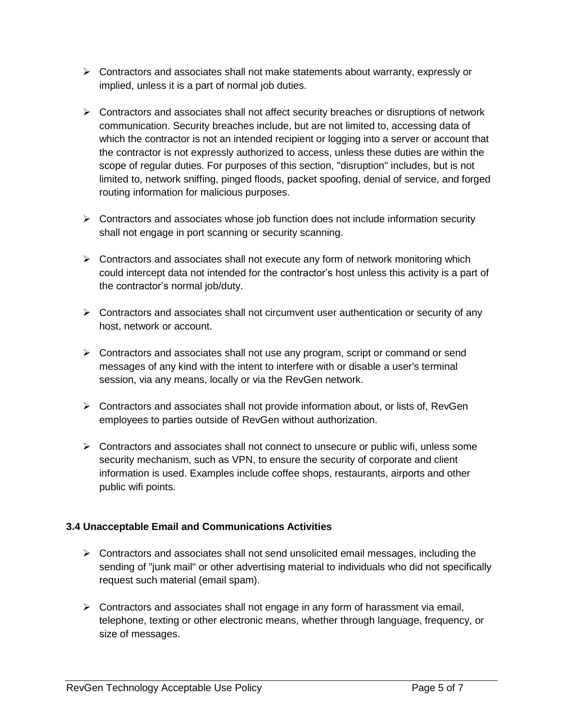- Contractors and associates shall not make statements about warranty, expressly or implied, unless it is a part of normal job duties.
- Contractors and associates shall not affect security breaches or disruptions of network communication. Security breaches include, but are not limited to, accessing data of which the contractor is not an intended recipient or logging into a server or account that the contractor is not expressly authorized to access, unless these duties are within the scope of regular duties. For purposes of this section, "disruption" includes, but is not limited to, network sniffing, pinged floods, packet spoofing, denial of service, and forged routing information for malicious purposes.
- Contractors and associates whose job function does not include information security shall not engage in port scanning or security scanning.
- Contractors and associates shall not execute any form of network monitoring which could intercept data not intended for the contractor's host unless this activity is a part of the contractor's normal job/duty.
- Contractors and associates shall not circumvent user authentication or security of any host, network or account.
- Contractors and associates shall not use any program, script or command or send messages of any kind with the intent to interfere with or disable a user's terminal session, via any means, locally or via the RevGen network.
- Contractors and associates shall not provide information about, or lists of, RevGen employees to parties outside of RevGen without authorization.
- Contractors and associates shall not connect to unsecure or public wifi, unless some security mechanism, such as VPN, to ensure the security of corporate and client information is used. Examples include coffee shops, restaurants, airports and other public wifi points.

### 3.4 Unacceptable Email and Communications Activities

- Contractors and associates shall not send unsolicited email messages, including the sending of "junk mail" or other advertising material to individuals who did not specifically request such material (email spam).
- Contractors and associates shall not engage in any form of harassment via email, telephone, texting or other electronic means, whether through language, frequency, or size of messages.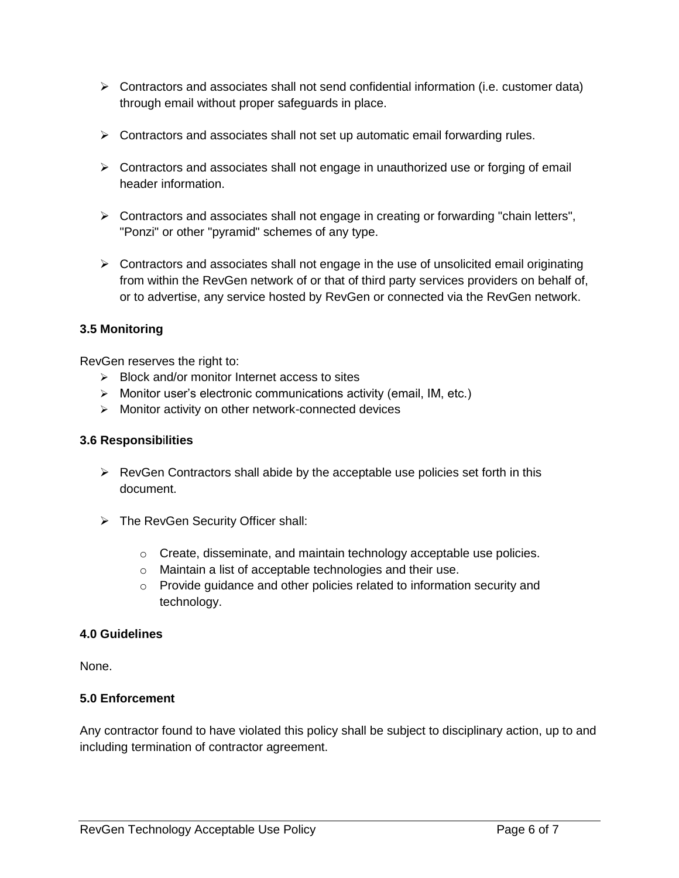- Contractors and associates shall not send confidential information (i.e. customer data) through email without proper safeguards in place.

- Contractors and associates shall not set up automatic email forwarding rules.

- Contractors and associates shall not engage in unauthorized use or forging of email header information.

- Contractors and associates shall not engage in creating or forwarding "chain letters", "Ponzi" or other "pyramid" schemes of any type.

- Contractors and associates shall not engage in the use of unsolicited email originating from within the RevGen network of or that of third party services providers on behalf of, or to advertise, any service hosted by RevGen or connected via the RevGen network.

**3.5 Monitoring**

RevGen reserves the right to:

- Block and/or monitor Internet access to sites
- Monitor user's electronic communications activity (email, IM, etc.)
- Monitor activity on other network-connected devices

**3.6 Responsibilities**

- RevGen Contractors shall abide by the acceptable use policies set forth in this document.

- The RevGen Security Officer shall:

  - Create, disseminate, and maintain technology acceptable use policies.
  - Maintain a list of acceptable technologies and their use.
  - Provide guidance and other policies related to information security and technology.

**4.0 Guidelines**

None.

**5.0 Enforcement**

Any contractor found to have violated this policy shall be subject to disciplinary action, up to and including termination of contractor agreement.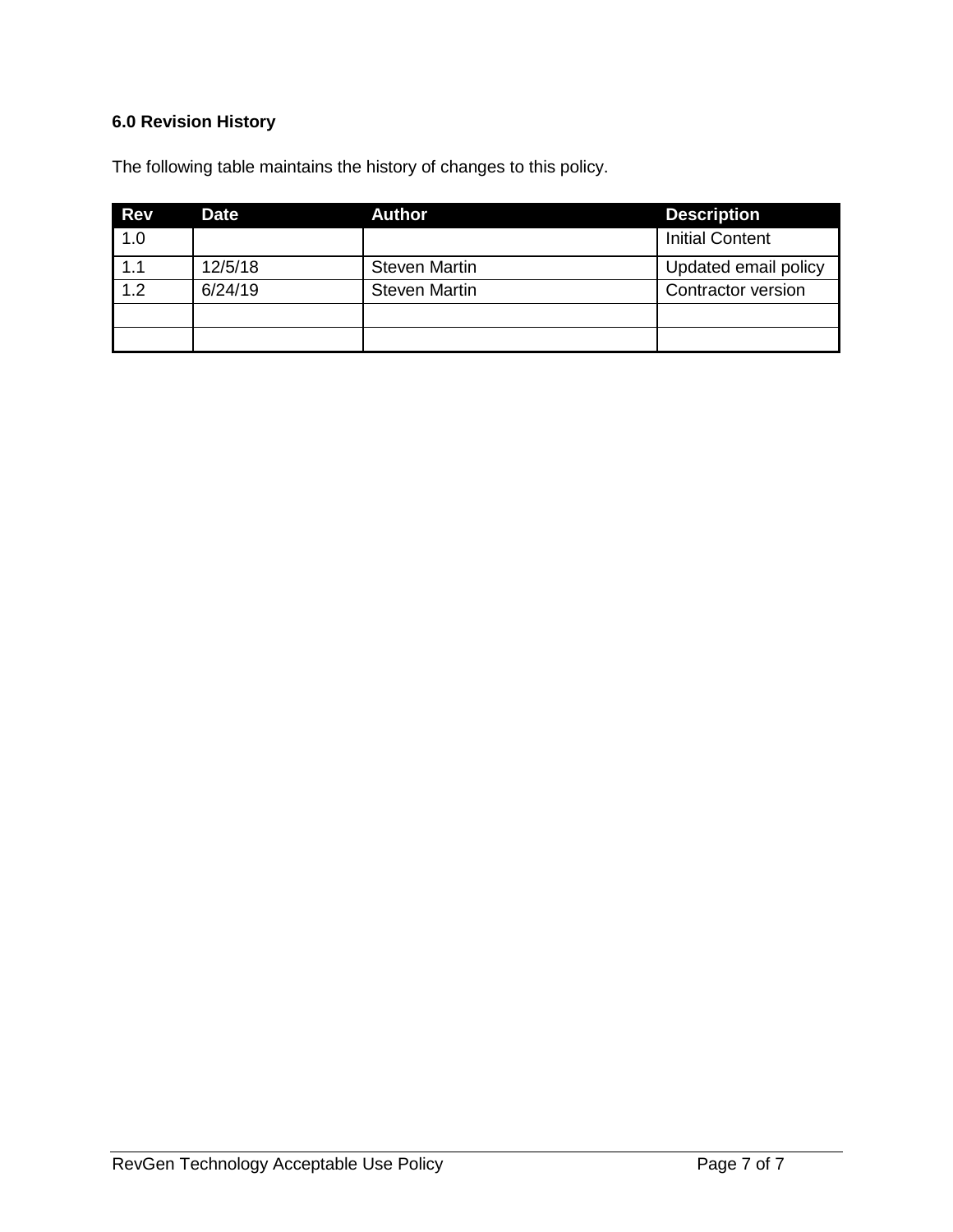### 6.0 Revision History

The following table maintains the history of changes to this policy.

| Rev | Date | Author | Description |
|---|---|---|---|
| 1.0 | | | Initial Content |
| 1.1 | 12/5/18 | Steven Martin | Updated email policy |
| 1.2 | 6/24/19 | Steven Martin | Contractor version |
| | | | |
| | | | |